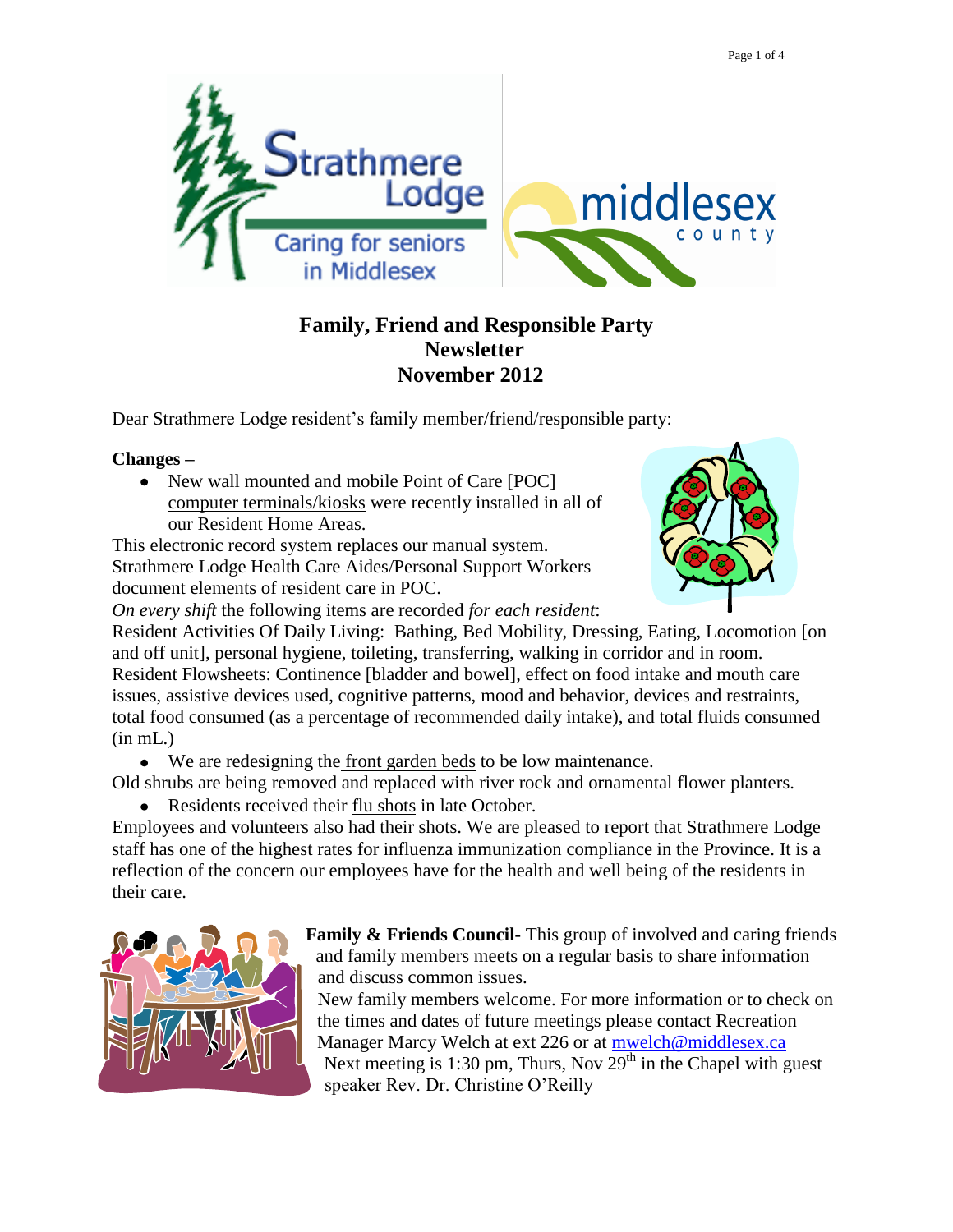# Family, Friend and Responsible Party Newsletter
# November 2012

Dear Strathmere Lodge resident's family member/friend/responsible party:

**Changes –**

- New wall mounted and mobile Point of Care [POC] computer terminals/kiosks were recently installed in all of our Resident Home Areas.

This electronic record system replaces our manual system. Strathmere Lodge Health Care Aides/Personal Support Workers document elements of resident care in POC.

*On every shift* the following items are recorded *for each resident*:

Resident Activities Of Daily Living: Bathing, Bed Mobility, Dressing, Eating, Locomotion [on and off unit], personal hygiene, toileting, transferring, walking in corridor and in room.

Resident Flowsheets: Continence [bladder and bowel], effect on food intake and mouth care issues, assistive devices used, cognitive patterns, mood and behavior, devices and restraints, total food consumed (as a percentage of recommended daily intake), and total fluids consumed (in mL.)

- We are redesigning the front garden beds to be low maintenance.

Old shrubs are being removed and replaced with river rock and ornamental flower planters.

- Residents received their flu shots in late October.

Employees and volunteers also had their shots. We are pleased to report that Strathmere Lodge staff has one of the highest rates for influenza immunization compliance in the Province. It is a reflection of the concern our employees have for the health and well being of the residents in their care.

**Family & Friends Council-** This group of involved and caring friends and family members meets on a regular basis to share information and discuss common issues.

New family members welcome. For more information or to check on the times and dates of future meetings please contact Recreation Manager Marcy Welch at ext 226 or at mwelch@middlesex.ca

Next meeting is 1:30 pm, Thurs, Nov 29th in the Chapel with guest speaker Rev. Dr. Christine O'Reilly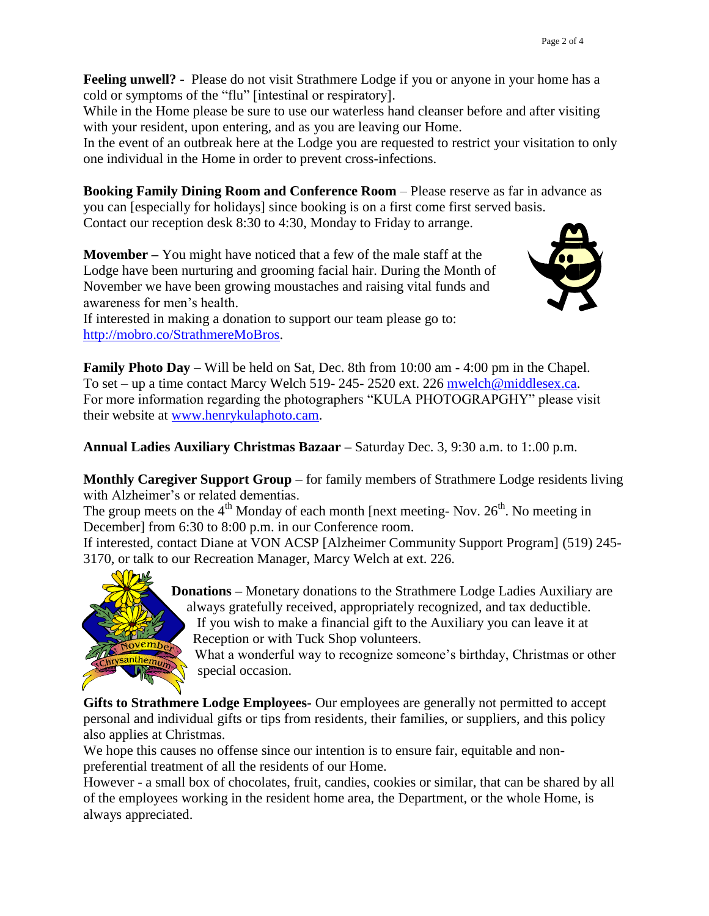**Feeling unwell? -** Please do not visit Strathmere Lodge if you or anyone in your home has a cold or symptoms of the "flu" [intestinal or respiratory].

While in the Home please be sure to use our waterless hand cleanser before and after visiting with your resident, upon entering, and as you are leaving our Home.

In the event of an outbreak here at the Lodge you are requested to restrict your visitation to only one individual in the Home in order to prevent cross-infections.

**Booking Family Dining Room and Conference Room** – Please reserve as far in advance as you can [especially for holidays] since booking is on a first come first served basis. Contact our reception desk 8:30 to 4:30, Monday to Friday to arrange.

**Movember –** You might have noticed that a few of the male staff at the Lodge have been nurturing and grooming facial hair. During the Month of November we have been growing moustaches and raising vital funds and awareness for men's health.

If interested in making a donation to support our team please go to: http://mobro.co/StrathmereMoBros.

**Family Photo Day** – Will be held on Sat, Dec. 8th from 10:00 am - 4:00 pm in the Chapel. To set – up a time contact Marcy Welch 519- 245- 2520 ext. 226 mwelch@middlesex.ca. For more information regarding the photographers "KULA PHOTOGRAPGHY" please visit their website at www.henrykulaphoto.cam.

**Annual Ladies Auxiliary Christmas Bazaar –** Saturday Dec. 3, 9:30 a.m. to 1:.00 p.m.

**Monthly Caregiver Support Group** – for family members of Strathmere Lodge residents living with Alzheimer's or related dementias.

The group meets on the 4th Monday of each month [next meeting- Nov. 26th. No meeting in December] from 6:30 to 8:00 p.m. in our Conference room.

If interested, contact Diane at VON ACSP [Alzheimer Community Support Program] (519) 245-3170, or talk to our Recreation Manager, Marcy Welch at ext. 226.

**Donations –** Monetary donations to the Strathmere Lodge Ladies Auxiliary are always gratefully received, appropriately recognized, and tax deductible.

If you wish to make a financial gift to the Auxiliary you can leave it at Reception or with Tuck Shop volunteers.

What a wonderful way to recognize someone's birthday, Christmas or other special occasion.

**Gifts to Strathmere Lodge Employees-** Our employees are generally not permitted to accept personal and individual gifts or tips from residents, their families, or suppliers, and this policy also applies at Christmas.

We hope this causes no offense since our intention is to ensure fair, equitable and non-preferential treatment of all the residents of our Home.

However - a small box of chocolates, fruit, candies, cookies or similar, that can be shared by all of the employees working in the resident home area, the Department, or the whole Home, is always appreciated.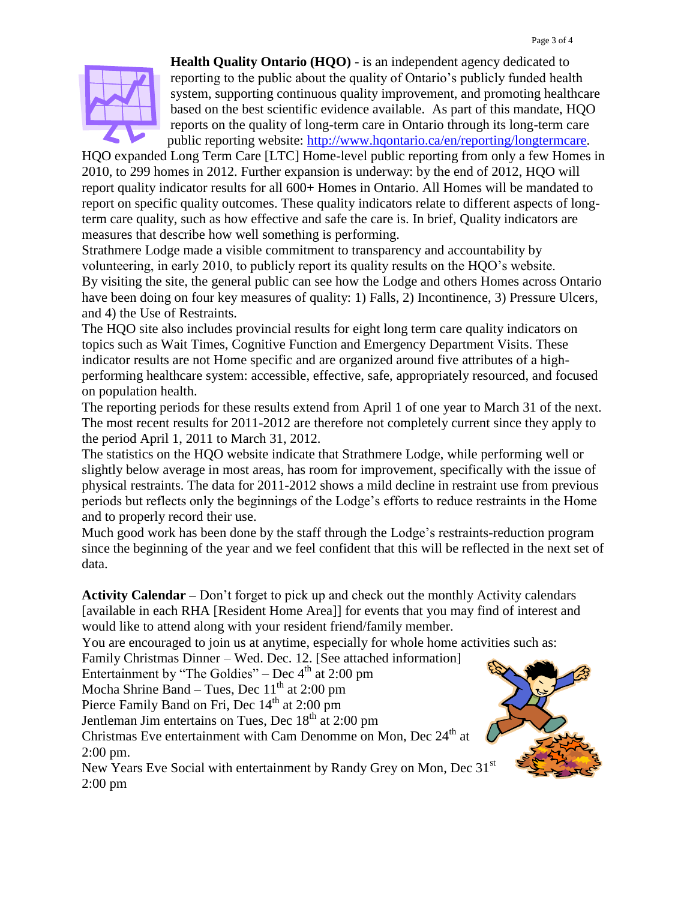**Health Quality Ontario (HQO)** - is an independent agency dedicated to reporting to the public about the quality of Ontario's publicly funded health system, supporting continuous quality improvement, and promoting healthcare based on the best scientific evidence available. As part of this mandate, HQO reports on the quality of long-term care in Ontario through its long-term care public reporting website: [http://www.hqontario.ca/en/reporting/longtermcare](http://www.hqontario.ca/en/reporting/longtermcare).

HQO expanded Long Term Care [LTC] Home-level public reporting from only a few Homes in 2010, to 299 homes in 2012. Further expansion is underway: by the end of 2012, HQO will report quality indicator results for all 600+ Homes in Ontario. All Homes will be mandated to report on specific quality outcomes. These quality indicators relate to different aspects of long-term care quality, such as how effective and safe the care is. In brief, Quality indicators are measures that describe how well something is performing.

Strathmere Lodge made a visible commitment to transparency and accountability by volunteering, in early 2010, to publicly report its quality results on the HQO's website. By visiting the site, the general public can see how the Lodge and others Homes across Ontario have been doing on four key measures of quality: 1) Falls, 2) Incontinence, 3) Pressure Ulcers, and 4) the Use of Restraints.

The HQO site also includes provincial results for eight long term care quality indicators on topics such as Wait Times, Cognitive Function and Emergency Department Visits. These indicator results are not Home specific and are organized around five attributes of a high-performing healthcare system: accessible, effective, safe, appropriately resourced, and focused on population health.

The reporting periods for these results extend from April 1 of one year to March 31 of the next. The most recent results for 2011-2012 are therefore not completely current since they apply to the period April 1, 2011 to March 31, 2012.

The statistics on the HQO website indicate that Strathmere Lodge, while performing well or slightly below average in most areas, has room for improvement, specifically with the issue of physical restraints. The data for 2011-2012 shows a mild decline in restraint use from previous periods but reflects only the beginnings of the Lodge's efforts to reduce restraints in the Home and to properly record their use.

Much good work has been done by the staff through the Lodge's restraints-reduction program since the beginning of the year and we feel confident that this will be reflected in the next set of data.

**Activity Calendar –** Don't forget to pick up and check out the monthly Activity calendars [available in each RHA [Resident Home Area]] for events that you may find of interest and would like to attend along with your resident friend/family member.

You are encouraged to join us at anytime, especially for whole home activities such as:

Family Christmas Dinner – Wed. Dec. 12. [See attached information]  
Entertainment by "The Goldies" – Dec 4th at 2:00 pm  
Mocha Shrine Band – Tues, Dec 11th at 2:00 pm  
Pierce Family Band on Fri, Dec 14th at 2:00 pm  
Jentleman Jim entertains on Tues, Dec 18th at 2:00 pm  
Christmas Eve entertainment with Cam Denomme on Mon, Dec 24th at 2:00 pm.  
New Years Eve Social with entertainment by Randy Grey on Mon, Dec 31st 2:00 pm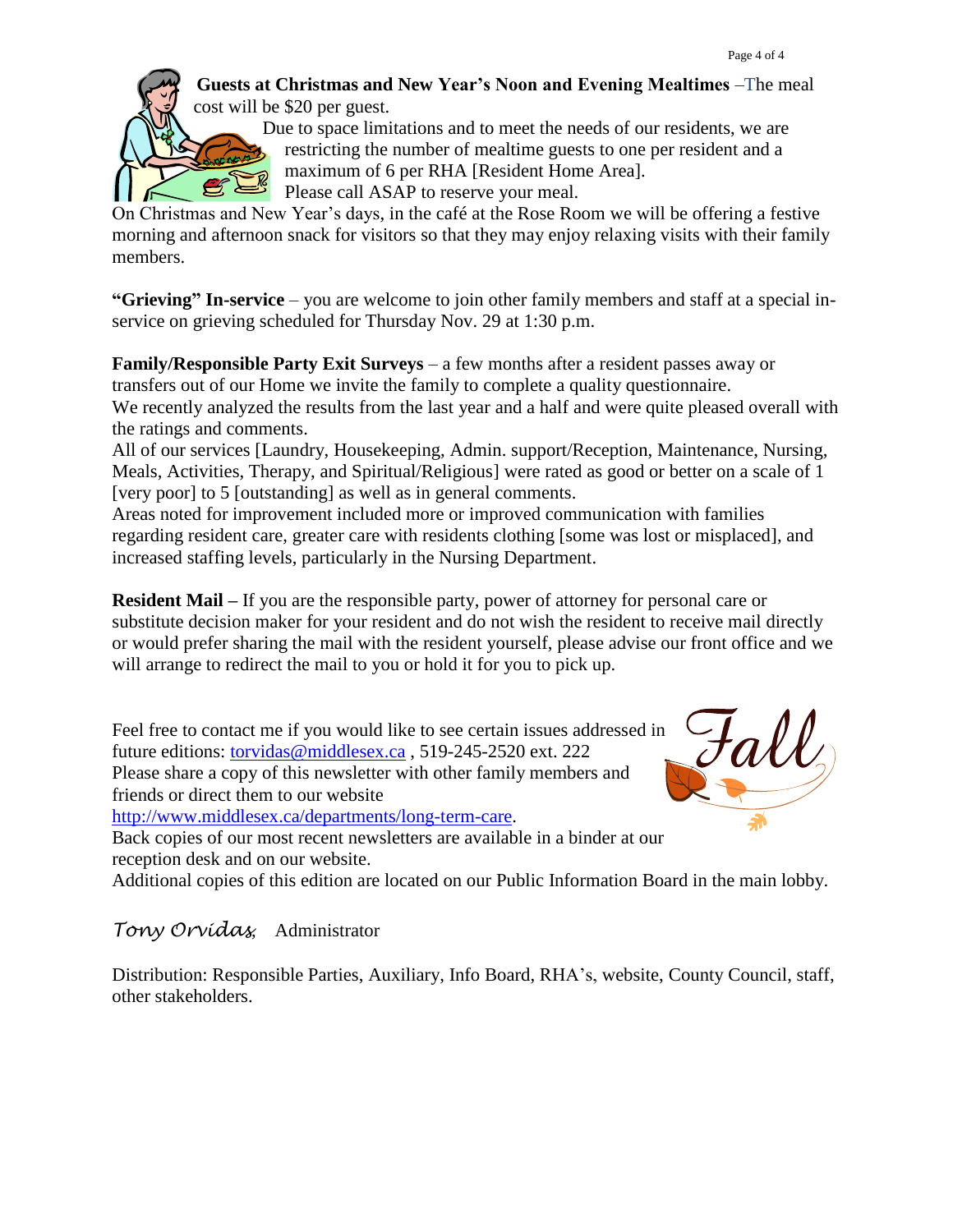**Guests at Christmas and New Year's Noon and Evening Mealtimes** –The meal cost will be $20 per guest.

Due to space limitations and to meet the needs of our residents, we are restricting the number of mealtime guests to one per resident and a maximum of 6 per RHA [Resident Home Area].

Please call ASAP to reserve your meal.

On Christmas and New Year's days, in the café at the Rose Room we will be offering a festive morning and afternoon snack for visitors so that they may enjoy relaxing visits with their family members.

**"Grieving" In-service** – you are welcome to join other family members and staff at a special in-service on grieving scheduled for Thursday Nov. 29 at 1:30 p.m.

**Family/Responsible Party Exit Surveys** – a few months after a resident passes away or transfers out of our Home we invite the family to complete a quality questionnaire.

We recently analyzed the results from the last year and a half and were quite pleased overall with the ratings and comments.

All of our services [Laundry, Housekeeping, Admin. support/Reception, Maintenance, Nursing, Meals, Activities, Therapy, and Spiritual/Religious] were rated as good or better on a scale of 1 [very poor] to 5 [outstanding] as well as in general comments.

Areas noted for improvement included more or improved communication with families regarding resident care, greater care with residents clothing [some was lost or misplaced], and increased staffing levels, particularly in the Nursing Department.

**Resident Mail –** If you are the responsible party, power of attorney for personal care or substitute decision maker for your resident and do not wish the resident to receive mail directly or would prefer sharing the mail with the resident yourself, please advise our front office and we will arrange to redirect the mail to you or hold it for you to pick up.

Feel free to contact me if you would like to see certain issues addressed in future editions: torvidas@middlesex.ca , 519-245-2520 ext. 222

Please share a copy of this newsletter with other family members and friends or direct them to our website http://www.middlesex.ca/departments/long-term-care.

Back copies of our most recent newsletters are available in a binder at our reception desk and on our website.

Additional copies of this edition are located on our Public Information Board in the main lobby.

*Tony Orvidas*, Administrator

Distribution: Responsible Parties, Auxiliary, Info Board, RHA's, website, County Council, staff, other stakeholders.